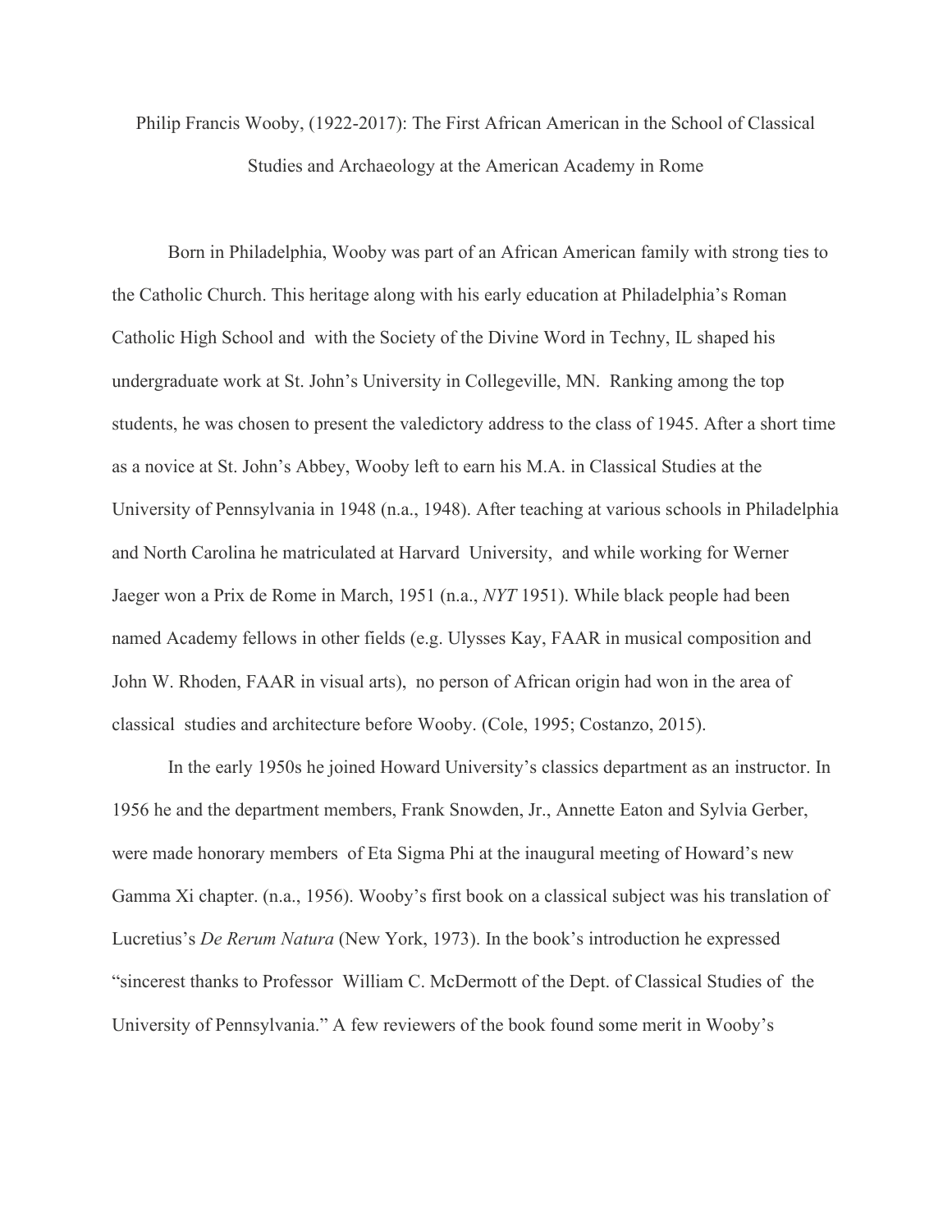# Philip Francis Wooby, (1922-2017): The First African American in the School of Classical Studies and Archaeology at the American Academy in Rome

Born in Philadelphia, Wooby was part of an African American family with strong ties to the Catholic Church. This heritage along with his early education at Philadelphia's Roman Catholic High School and with the Society of the Divine Word in Techny, IL shaped his undergraduate work at St. John's University in Collegeville, MN. Ranking among the top students, he was chosen to present the valedictory address to the class of 1945. After a short time as a novice at St. John's Abbey, Wooby left to earn his M.A. in Classical Studies at the University of Pennsylvania in 1948 (n.a., 1948). After teaching at various schools in Philadelphia and North Carolina he matriculated at Harvard University, and while working for Werner Jaeger won a Prix de Rome in March, 1951 (n.a., *NYT* 1951). While black people had been named Academy fellows in other fields (e.g. Ulysses Kay, FAAR in musical composition and John W. Rhoden, FAAR in visual arts), no person of African origin had won in the area of classical studies and architecture before Wooby. (Cole, 1995; Costanzo, 2015).

In the early 1950s he joined Howard University's classics department as an instructor. In 1956 he and the department members, Frank Snowden, Jr., Annette Eaton and Sylvia Gerber, were made honorary members of Eta Sigma Phi at the inaugural meeting of Howard's new Gamma Xi chapter. (n.a., 1956). Wooby's first book on a classical subject was his translation of Lucretius's *De Rerum Natura* (New York, 1973). In the book's introduction he expressed "sincerest thanks to Professor William C. McDermott of the Dept. of Classical Studies of the University of Pennsylvania." A few reviewers of the book found some merit in Wooby's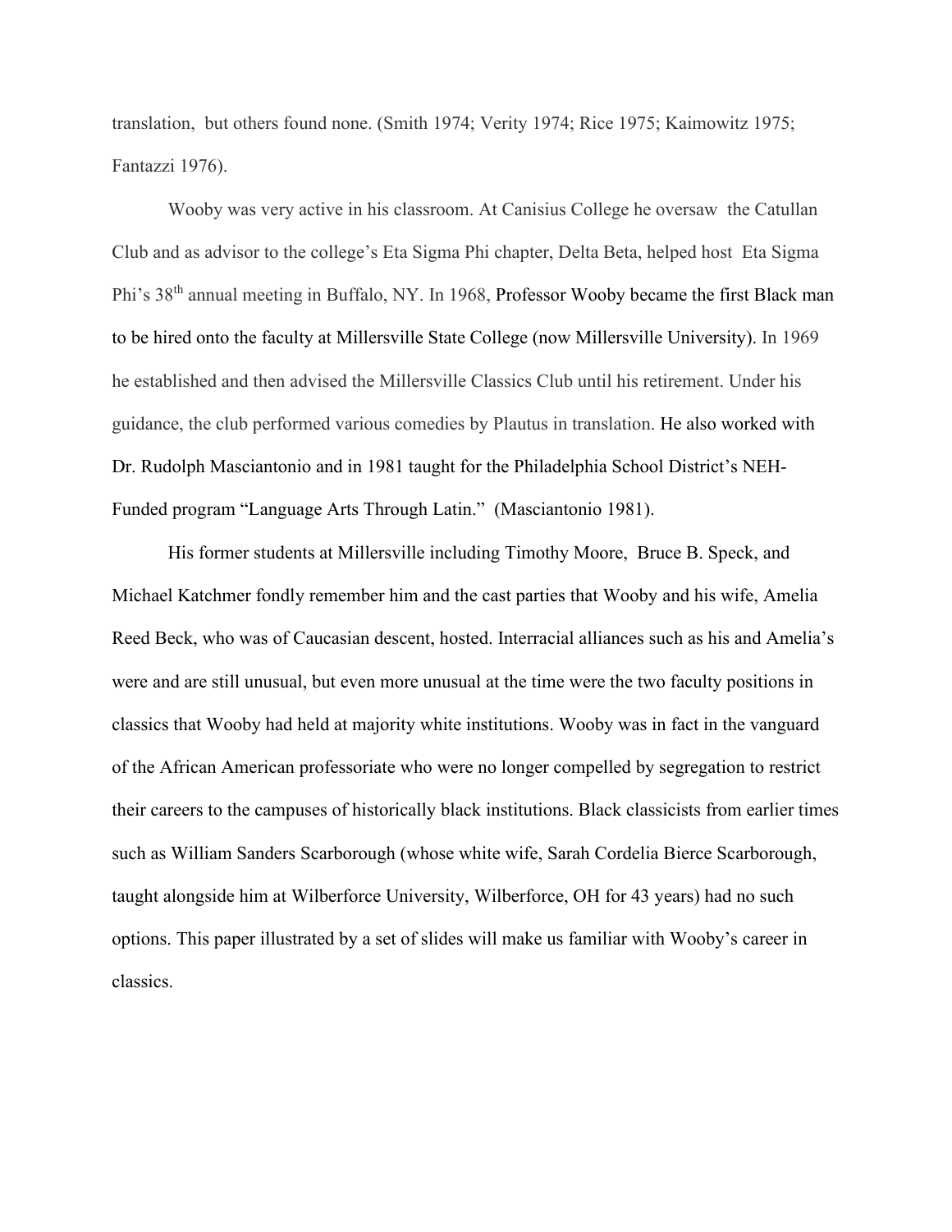translation, but others found none. (Smith 1974; Verity 1974; Rice 1975; Kaimowitz 1975; Fantazzi 1976).

Wooby was very active in his classroom. At Canisius College he oversaw the Catullan Club and as advisor to the college's Eta Sigma Phi chapter, Delta Beta, helped host Eta Sigma Phi's 38th annual meeting in Buffalo, NY. In 1968, Professor Wooby became the first Black man to be hired onto the faculty at Millersville State College (now Millersville University). In 1969 he established and then advised the Millersville Classics Club until his retirement. Under his guidance, the club performed various comedies by Plautus in translation. He also worked with Dr. Rudolph Masciantonio and in 1981 taught for the Philadelphia School District's NEH-Funded program "Language Arts Through Latin." (Masciantonio 1981).

His former students at Millersville including Timothy Moore, Bruce B. Speck, and Michael Katchmer fondly remember him and the cast parties that Wooby and his wife, Amelia Reed Beck, who was of Caucasian descent, hosted. Interracial alliances such as his and Amelia's were and are still unusual, but even more unusual at the time were the two faculty positions in classics that Wooby had held at majority white institutions. Wooby was in fact in the vanguard of the African American professoriate who were no longer compelled by segregation to restrict their careers to the campuses of historically black institutions. Black classicists from earlier times such as William Sanders Scarborough (whose white wife, Sarah Cordelia Bierce Scarborough, taught alongside him at Wilberforce University, Wilberforce, OH for 43 years) had no such options. This paper illustrated by a set of slides will make us familiar with Wooby's career in classics.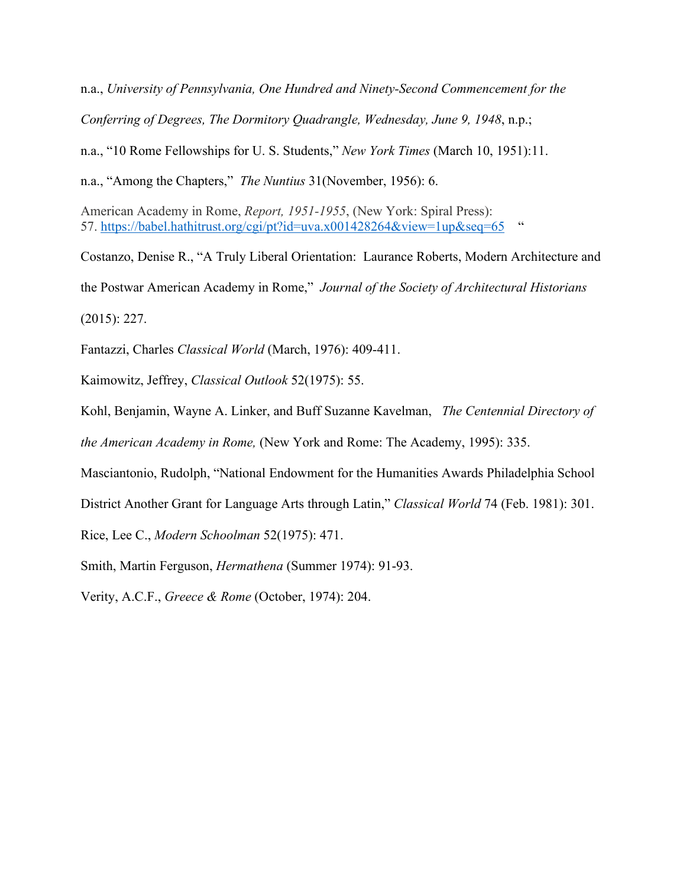n.a., *University of Pennsylvania, One Hundred and Ninety-Second Commencement for the Conferring of Degrees, The Dormitory Quadrangle, Wednesday, June 9, 1948*, n.p.;

n.a., "10 Rome Fellowships for U. S. Students," *New York Times* (March 10, 1951):11.

n.a., "Among the Chapters," *The Nuntius* 31(November, 1956): 6.

American Academy in Rome, *Report, 1951-1955*, (New York: Spiral Press): 57. https://babel.hathitrust.org/cgi/pt?id=uva.x001428264&view=1up&seq=65 "

Costanzo, Denise R., "A Truly Liberal Orientation: Laurance Roberts, Modern Architecture and the Postwar American Academy in Rome," *Journal of the Society of Architectural Historians* (2015): 227.

Fantazzi, Charles *Classical World* (March, 1976): 409-411.

Kaimowitz, Jeffrey, *Classical Outlook* 52(1975): 55.

Kohl, Benjamin, Wayne A. Linker, and Buff Suzanne Kavelman, *The Centennial Directory of the American Academy in Rome,* (New York and Rome: The Academy, 1995): 335.

Masciantonio, Rudolph, "National Endowment for the Humanities Awards Philadelphia School District Another Grant for Language Arts through Latin," *Classical World* 74 (Feb. 1981): 301.

Rice, Lee C., *Modern Schoolman* 52(1975): 471.

Smith, Martin Ferguson, *Hermathena* (Summer 1974): 91-93.

Verity, A.C.F., *Greece & Rome* (October, 1974): 204.